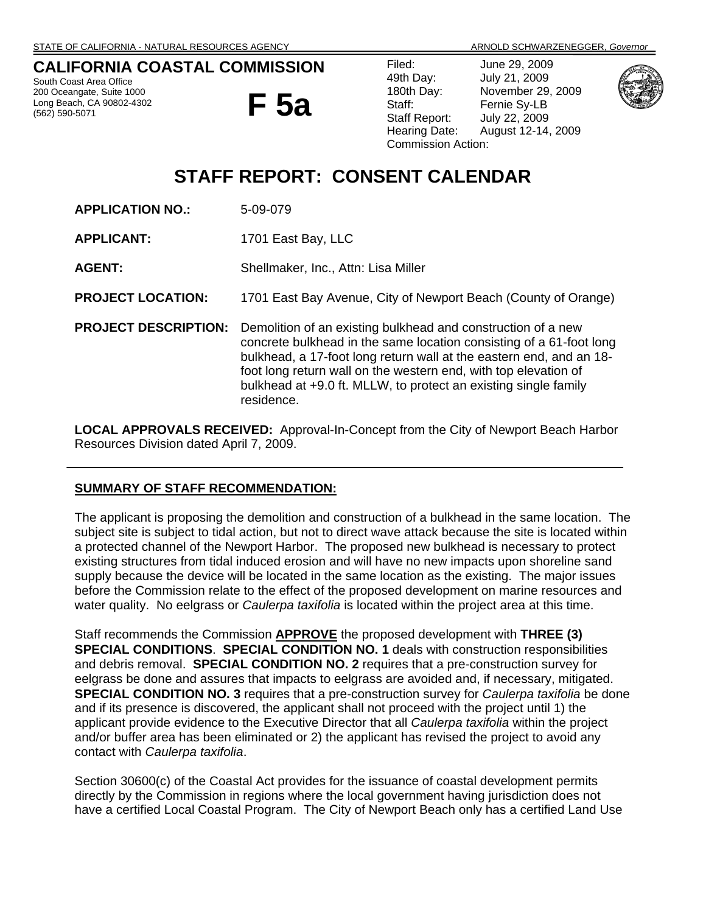STATE OF CALIFORNIA - NATURAL RESOURCES AGENCY ARNOLD SCHWARZENEGGER, *Governor*

# CALIFORNIA COASTAL COMMISSION

South Coast Area Office
200 Oceangate, Suite 1000
Long Beach, CA 90802-4302
(562) 590-5071

# F 5a

Filed: June 29, 2009
49th Day: July 21, 2009
180th Day: November 29, 2009
Staff: Fernie Sy-LB
Staff Report: July 22, 2009
Hearing Date: August 12-14, 2009
Commission Action:

# STAFF REPORT: CONSENT CALENDAR

**APPLICATION NO.:** 5-09-079

**APPLICANT:** 1701 East Bay, LLC

**AGENT:** Shellmaker, Inc., Attn: Lisa Miller

**PROJECT LOCATION:** 1701 East Bay Avenue, City of Newport Beach (County of Orange)

**PROJECT DESCRIPTION:** Demolition of an existing bulkhead and construction of a new concrete bulkhead in the same location consisting of a 61-foot long bulkhead, a 17-foot long return wall at the eastern end, and an 18-foot long return wall on the western end, with top elevation of bulkhead at +9.0 ft. MLLW, to protect an existing single family residence.

**LOCAL APPROVALS RECEIVED:** Approval-In-Concept from the City of Newport Beach Harbor Resources Division dated April 7, 2009.

---

**SUMMARY OF STAFF RECOMMENDATION:**

The applicant is proposing the demolition and construction of a bulkhead in the same location. The subject site is subject to tidal action, but not to direct wave attack because the site is located within a protected channel of the Newport Harbor. The proposed new bulkhead is necessary to protect existing structures from tidal induced erosion and will have no new impacts upon shoreline sand supply because the device will be located in the same location as the existing. The major issues before the Commission relate to the effect of the proposed development on marine resources and water quality. No eelgrass or *Caulerpa taxifolia* is located within the project area at this time.

Staff recommends the Commission **APPROVE** the proposed development with **THREE (3) SPECIAL CONDITIONS**. **SPECIAL CONDITION NO. 1** deals with construction responsibilities and debris removal. **SPECIAL CONDITION NO. 2** requires that a pre-construction survey for eelgrass be done and assures that impacts to eelgrass are avoided and, if necessary, mitigated. **SPECIAL CONDITION NO. 3** requires that a pre-construction survey for *Caulerpa taxifolia* be done and if its presence is discovered, the applicant shall not proceed with the project until 1) the applicant provide evidence to the Executive Director that all *Caulerpa taxifolia* within the project and/or buffer area has been eliminated or 2) the applicant has revised the project to avoid any contact with *Caulerpa taxifolia*.

Section 30600(c) of the Coastal Act provides for the issuance of coastal development permits directly by the Commission in regions where the local government having jurisdiction does not have a certified Local Coastal Program. The City of Newport Beach only has a certified Land Use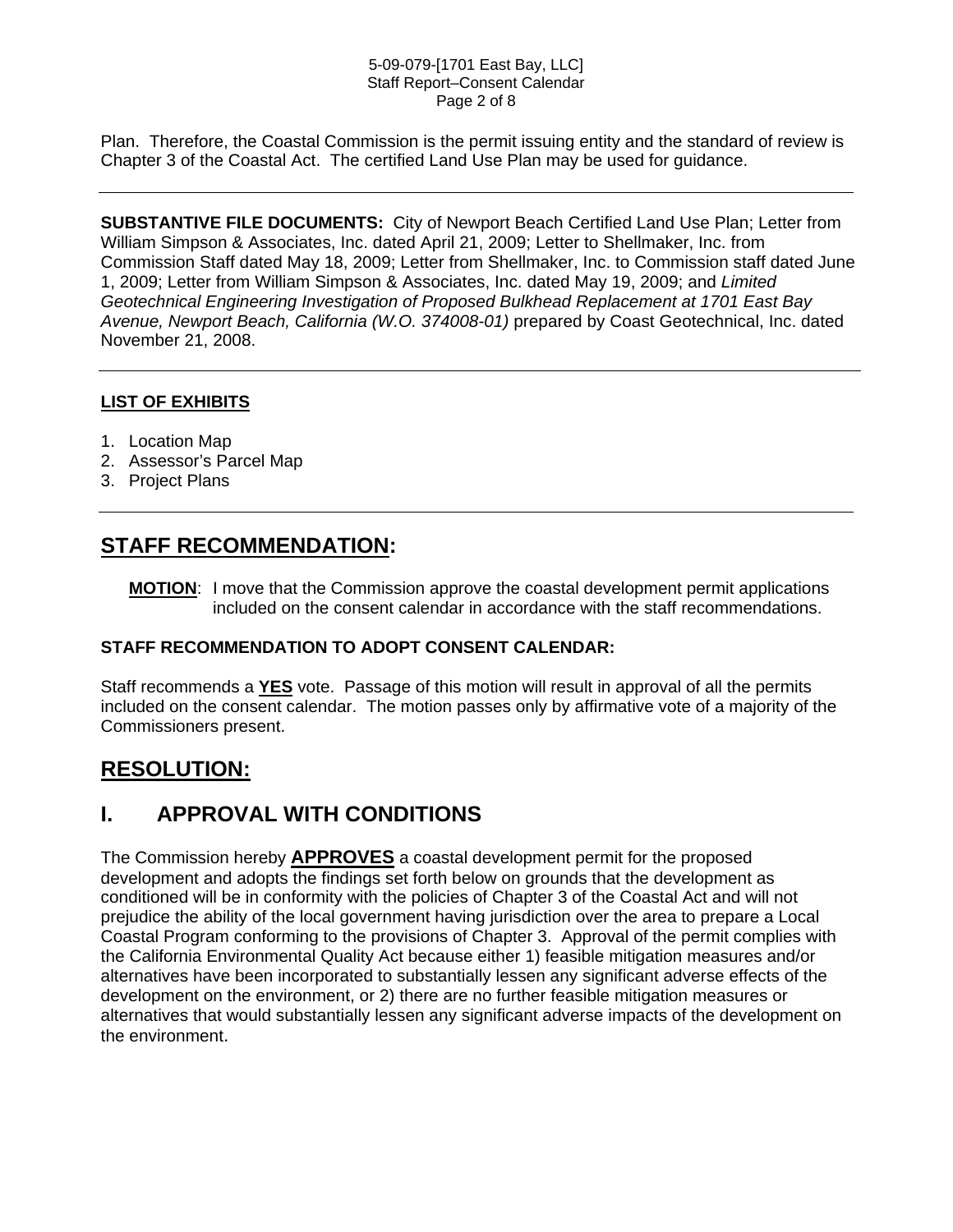Plan. Therefore, the Coastal Commission is the permit issuing entity and the standard of review is Chapter 3 of the Coastal Act. The certified Land Use Plan may be used for guidance.

---

**SUBSTANTIVE FILE DOCUMENTS:** City of Newport Beach Certified Land Use Plan; Letter from William Simpson & Associates, Inc. dated April 21, 2009; Letter to Shellmaker, Inc. from Commission Staff dated May 18, 2009; Letter from Shellmaker, Inc. to Commission staff dated June 1, 2009; Letter from William Simpson & Associates, Inc. dated May 19, 2009; and *Limited Geotechnical Engineering Investigation of Proposed Bulkhead Replacement at 1701 East Bay Avenue, Newport Beach, California (W.O. 374008-01)* prepared by Coast Geotechnical, Inc. dated November 21, 2008.

---

**LIST OF EXHIBITS**

1. Location Map
2. Assessor's Parcel Map
3. Project Plans

---

## STAFF RECOMMENDATION:

**MOTION**: I move that the Commission approve the coastal development permit applications included on the consent calendar in accordance with the staff recommendations.

**STAFF RECOMMENDATION TO ADOPT CONSENT CALENDAR:**

Staff recommends a **YES** vote. Passage of this motion will result in approval of all the permits included on the consent calendar. The motion passes only by affirmative vote of a majority of the Commissioners present.

## RESOLUTION:

## I. APPROVAL WITH CONDITIONS

The Commission hereby **APPROVES** a coastal development permit for the proposed development and adopts the findings set forth below on grounds that the development as conditioned will be in conformity with the policies of Chapter 3 of the Coastal Act and will not prejudice the ability of the local government having jurisdiction over the area to prepare a Local Coastal Program conforming to the provisions of Chapter 3. Approval of the permit complies with the California Environmental Quality Act because either 1) feasible mitigation measures and/or alternatives have been incorporated to substantially lessen any significant adverse effects of the development on the environment, or 2) there are no further feasible mitigation measures or alternatives that would substantially lessen any significant adverse impacts of the development on the environment.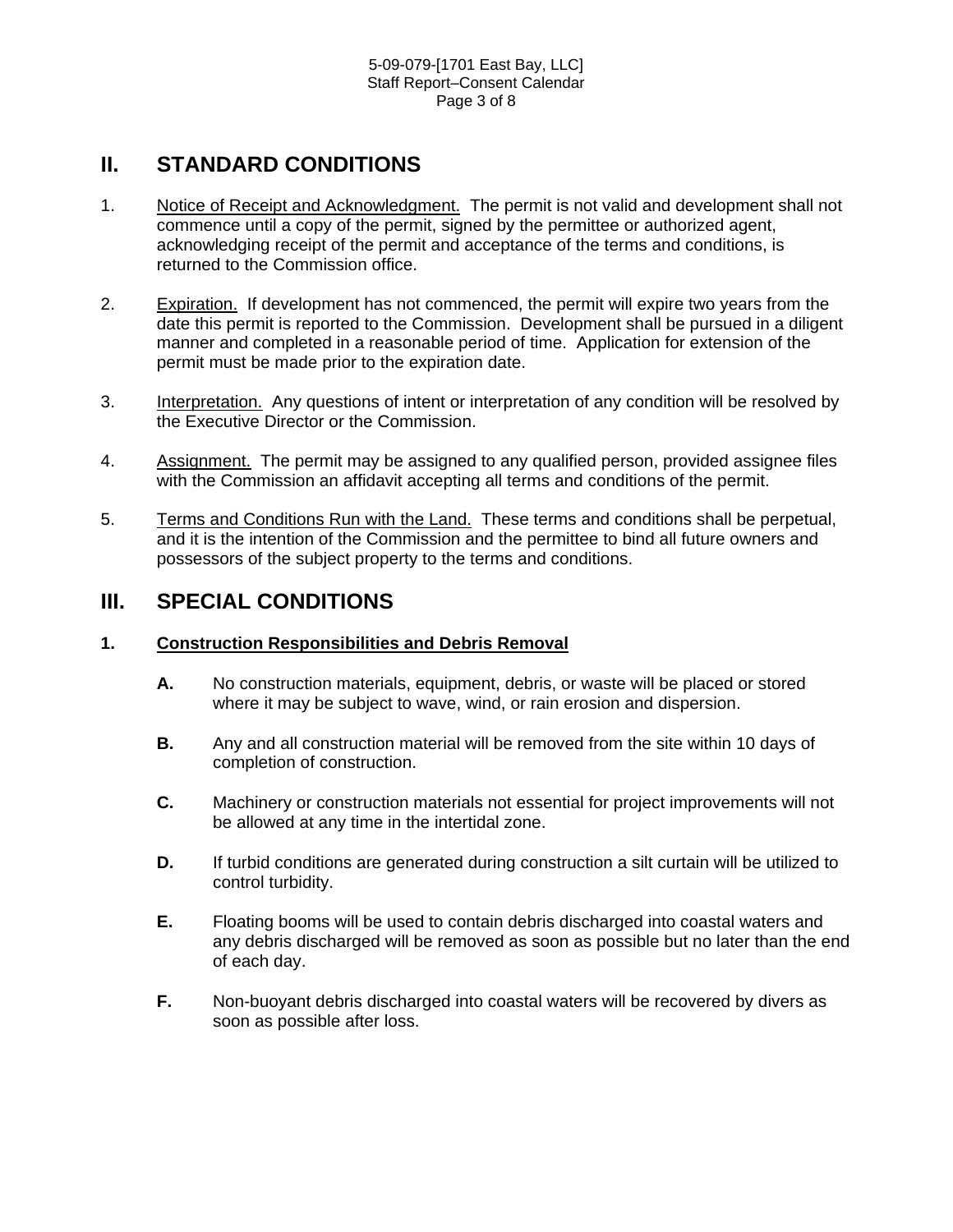## II. STANDARD CONDITIONS

1. Notice of Receipt and Acknowledgment. The permit is not valid and development shall not commence until a copy of the permit, signed by the permittee or authorized agent, acknowledging receipt of the permit and acceptance of the terms and conditions, is returned to the Commission office.

2. Expiration. If development has not commenced, the permit will expire two years from the date this permit is reported to the Commission. Development shall be pursued in a diligent manner and completed in a reasonable period of time. Application for extension of the permit must be made prior to the expiration date.

3. Interpretation. Any questions of intent or interpretation of any condition will be resolved by the Executive Director or the Commission.

4. Assignment. The permit may be assigned to any qualified person, provided assignee files with the Commission an affidavit accepting all terms and conditions of the permit.

5. Terms and Conditions Run with the Land. These terms and conditions shall be perpetual, and it is the intention of the Commission and the permittee to bind all future owners and possessors of the subject property to the terms and conditions.

## III. SPECIAL CONDITIONS

### 1. Construction Responsibilities and Debris Removal

**A.** No construction materials, equipment, debris, or waste will be placed or stored where it may be subject to wave, wind, or rain erosion and dispersion.

**B.** Any and all construction material will be removed from the site within 10 days of completion of construction.

**C.** Machinery or construction materials not essential for project improvements will not be allowed at any time in the intertidal zone.

**D.** If turbid conditions are generated during construction a silt curtain will be utilized to control turbidity.

**E.** Floating booms will be used to contain debris discharged into coastal waters and any debris discharged will be removed as soon as possible but no later than the end of each day.

**F.** Non-buoyant debris discharged into coastal waters will be recovered by divers as soon as possible after loss.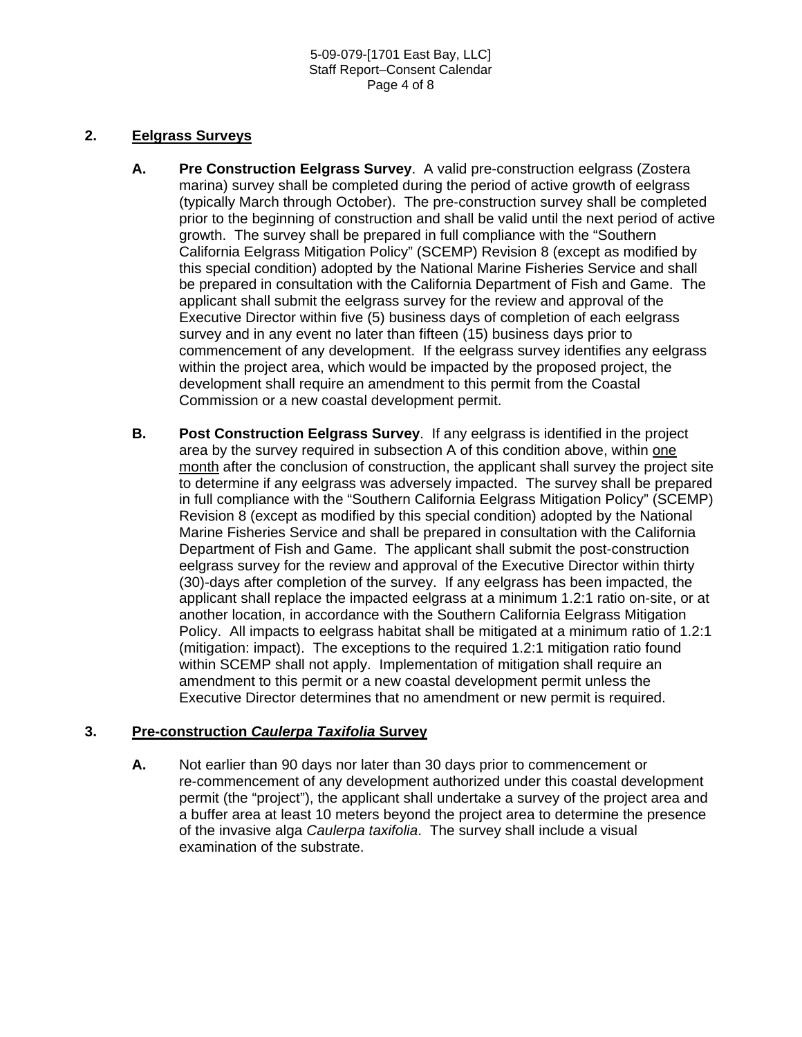## 2. Eelgrass Surveys

**A. Pre Construction Eelgrass Survey**. A valid pre-construction eelgrass (Zostera marina) survey shall be completed during the period of active growth of eelgrass (typically March through October). The pre-construction survey shall be completed prior to the beginning of construction and shall be valid until the next period of active growth. The survey shall be prepared in full compliance with the "Southern California Eelgrass Mitigation Policy" (SCEMP) Revision 8 (except as modified by this special condition) adopted by the National Marine Fisheries Service and shall be prepared in consultation with the California Department of Fish and Game. The applicant shall submit the eelgrass survey for the review and approval of the Executive Director within five (5) business days of completion of each eelgrass survey and in any event no later than fifteen (15) business days prior to commencement of any development. If the eelgrass survey identifies any eelgrass within the project area, which would be impacted by the proposed project, the development shall require an amendment to this permit from the Coastal Commission or a new coastal development permit.

**B. Post Construction Eelgrass Survey**. If any eelgrass is identified in the project area by the survey required in subsection A of this condition above, within one month after the conclusion of construction, the applicant shall survey the project site to determine if any eelgrass was adversely impacted. The survey shall be prepared in full compliance with the "Southern California Eelgrass Mitigation Policy" (SCEMP) Revision 8 (except as modified by this special condition) adopted by the National Marine Fisheries Service and shall be prepared in consultation with the California Department of Fish and Game. The applicant shall submit the post-construction eelgrass survey for the review and approval of the Executive Director within thirty (30)-days after completion of the survey. If any eelgrass has been impacted, the applicant shall replace the impacted eelgrass at a minimum 1.2:1 ratio on-site, or at another location, in accordance with the Southern California Eelgrass Mitigation Policy. All impacts to eelgrass habitat shall be mitigated at a minimum ratio of 1.2:1 (mitigation: impact). The exceptions to the required 1.2:1 mitigation ratio found within SCEMP shall not apply. Implementation of mitigation shall require an amendment to this permit or a new coastal development permit unless the Executive Director determines that no amendment or new permit is required.

## 3. Pre-construction *Caulerpa Taxifolia* Survey

**A.** Not earlier than 90 days nor later than 30 days prior to commencement or re-commencement of any development authorized under this coastal development permit (the "project"), the applicant shall undertake a survey of the project area and a buffer area at least 10 meters beyond the project area to determine the presence of the invasive alga *Caulerpa taxifolia*. The survey shall include a visual examination of the substrate.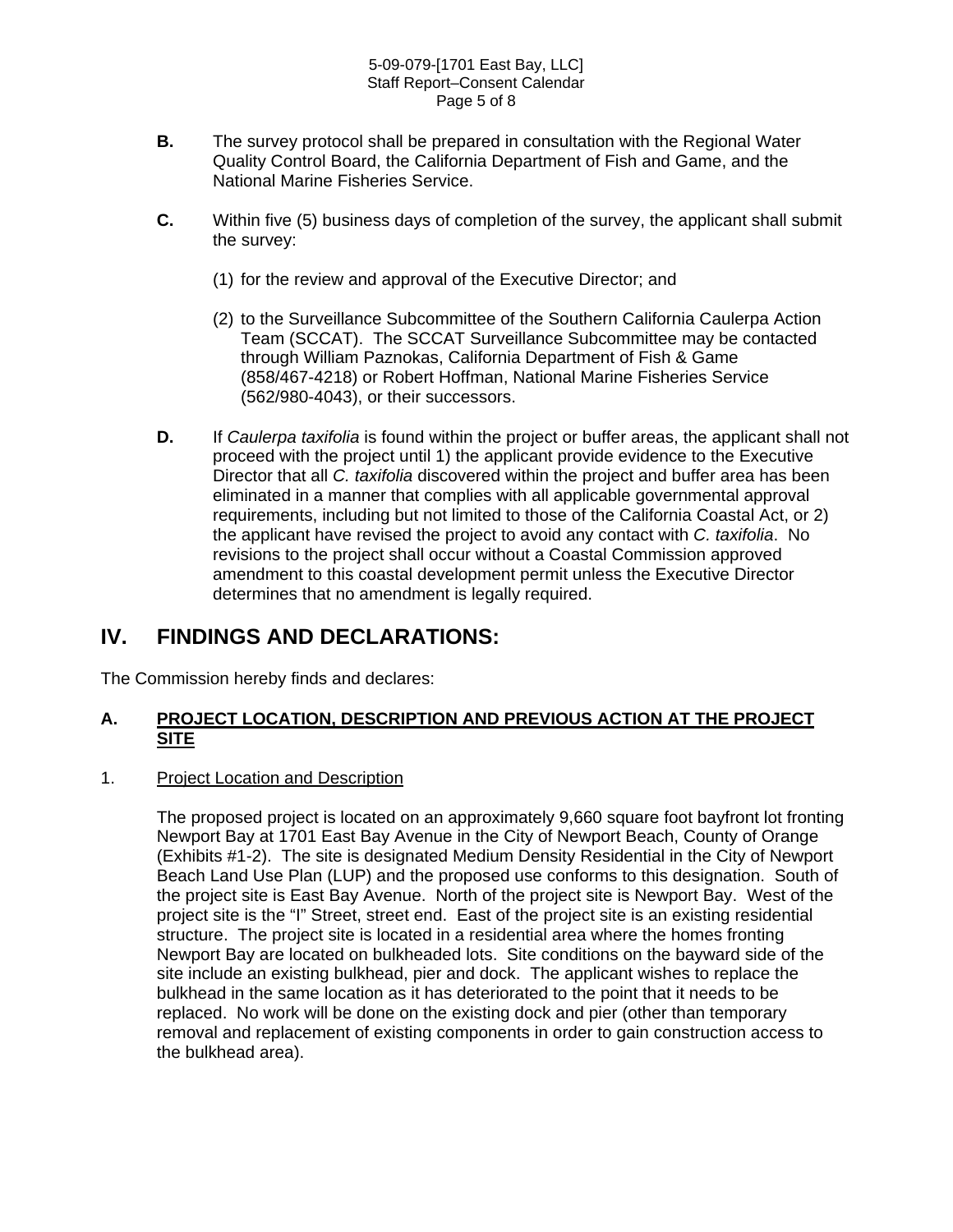**B.** The survey protocol shall be prepared in consultation with the Regional Water Quality Control Board, the California Department of Fish and Game, and the National Marine Fisheries Service.

**C.** Within five (5) business days of completion of the survey, the applicant shall submit the survey:

(1) for the review and approval of the Executive Director; and

(2) to the Surveillance Subcommittee of the Southern California Caulerpa Action Team (SCCAT). The SCCAT Surveillance Subcommittee may be contacted through William Paznokas, California Department of Fish & Game (858/467-4218) or Robert Hoffman, National Marine Fisheries Service (562/980-4043), or their successors.

**D.** If *Caulerpa taxifolia* is found within the project or buffer areas, the applicant shall not proceed with the project until 1) the applicant provide evidence to the Executive Director that all *C. taxifolia* discovered within the project and buffer area has been eliminated in a manner that complies with all applicable governmental approval requirements, including but not limited to those of the California Coastal Act, or 2) the applicant have revised the project to avoid any contact with *C. taxifolia*. No revisions to the project shall occur without a Coastal Commission approved amendment to this coastal development permit unless the Executive Director determines that no amendment is legally required.

# IV. FINDINGS AND DECLARATIONS:

The Commission hereby finds and declares:

## A. PROJECT LOCATION, DESCRIPTION AND PREVIOUS ACTION AT THE PROJECT SITE

### 1. Project Location and Description

The proposed project is located on an approximately 9,660 square foot bayfront lot fronting Newport Bay at 1701 East Bay Avenue in the City of Newport Beach, County of Orange (Exhibits #1-2). The site is designated Medium Density Residential in the City of Newport Beach Land Use Plan (LUP) and the proposed use conforms to this designation. South of the project site is East Bay Avenue. North of the project site is Newport Bay. West of the project site is the "I" Street, street end. East of the project site is an existing residential structure. The project site is located in a residential area where the homes fronting Newport Bay are located on bulkheaded lots. Site conditions on the bayward side of the site include an existing bulkhead, pier and dock. The applicant wishes to replace the bulkhead in the same location as it has deteriorated to the point that it needs to be replaced. No work will be done on the existing dock and pier (other than temporary removal and replacement of existing components in order to gain construction access to the bulkhead area).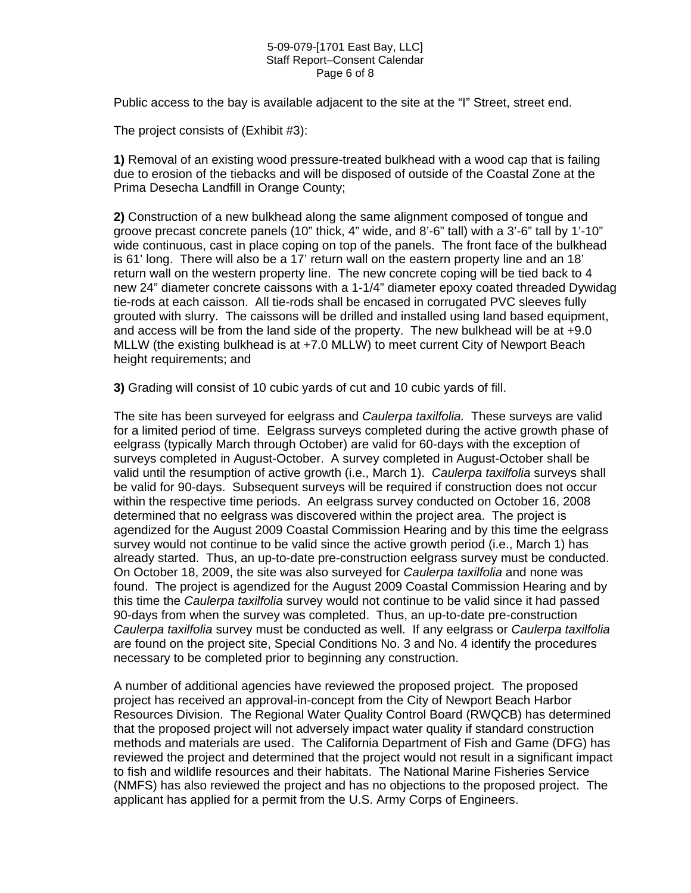Public access to the bay is available adjacent to the site at the "I" Street, street end.

The project consists of (Exhibit #3):

**1)** Removal of an existing wood pressure-treated bulkhead with a wood cap that is failing due to erosion of the tiebacks and will be disposed of outside of the Coastal Zone at the Prima Desecha Landfill in Orange County;

**2)** Construction of a new bulkhead along the same alignment composed of tongue and groove precast concrete panels (10" thick, 4" wide, and 8'-6" tall) with a 3'-6" tall by 1'-10" wide continuous, cast in place coping on top of the panels. The front face of the bulkhead is 61' long. There will also be a 17' return wall on the eastern property line and an 18' return wall on the western property line. The new concrete coping will be tied back to 4 new 24" diameter concrete caissons with a 1-1/4" diameter epoxy coated threaded Dywidag tie-rods at each caisson. All tie-rods shall be encased in corrugated PVC sleeves fully grouted with slurry. The caissons will be drilled and installed using land based equipment, and access will be from the land side of the property. The new bulkhead will be at +9.0 MLLW (the existing bulkhead is at +7.0 MLLW) to meet current City of Newport Beach height requirements; and

**3)** Grading will consist of 10 cubic yards of cut and 10 cubic yards of fill.

The site has been surveyed for eelgrass and *Caulerpa taxilfolia.* These surveys are valid for a limited period of time. Eelgrass surveys completed during the active growth phase of eelgrass (typically March through October) are valid for 60-days with the exception of surveys completed in August-October. A survey completed in August-October shall be valid until the resumption of active growth (i.e., March 1). *Caulerpa taxilfolia* surveys shall be valid for 90-days. Subsequent surveys will be required if construction does not occur within the respective time periods. An eelgrass survey conducted on October 16, 2008 determined that no eelgrass was discovered within the project area. The project is agendized for the August 2009 Coastal Commission Hearing and by this time the eelgrass survey would not continue to be valid since the active growth period (i.e., March 1) has already started. Thus, an up-to-date pre-construction eelgrass survey must be conducted. On October 18, 2009, the site was also surveyed for *Caulerpa taxilfolia* and none was found. The project is agendized for the August 2009 Coastal Commission Hearing and by this time the *Caulerpa taxilfolia* survey would not continue to be valid since it had passed 90-days from when the survey was completed. Thus, an up-to-date pre-construction *Caulerpa taxilfolia* survey must be conducted as well. If any eelgrass or *Caulerpa taxilfolia* are found on the project site, Special Conditions No. 3 and No. 4 identify the procedures necessary to be completed prior to beginning any construction.

A number of additional agencies have reviewed the proposed project. The proposed project has received an approval-in-concept from the City of Newport Beach Harbor Resources Division. The Regional Water Quality Control Board (RWQCB) has determined that the proposed project will not adversely impact water quality if standard construction methods and materials are used. The California Department of Fish and Game (DFG) has reviewed the project and determined that the project would not result in a significant impact to fish and wildlife resources and their habitats. The National Marine Fisheries Service (NMFS) has also reviewed the project and has no objections to the proposed project. The applicant has applied for a permit from the U.S. Army Corps of Engineers.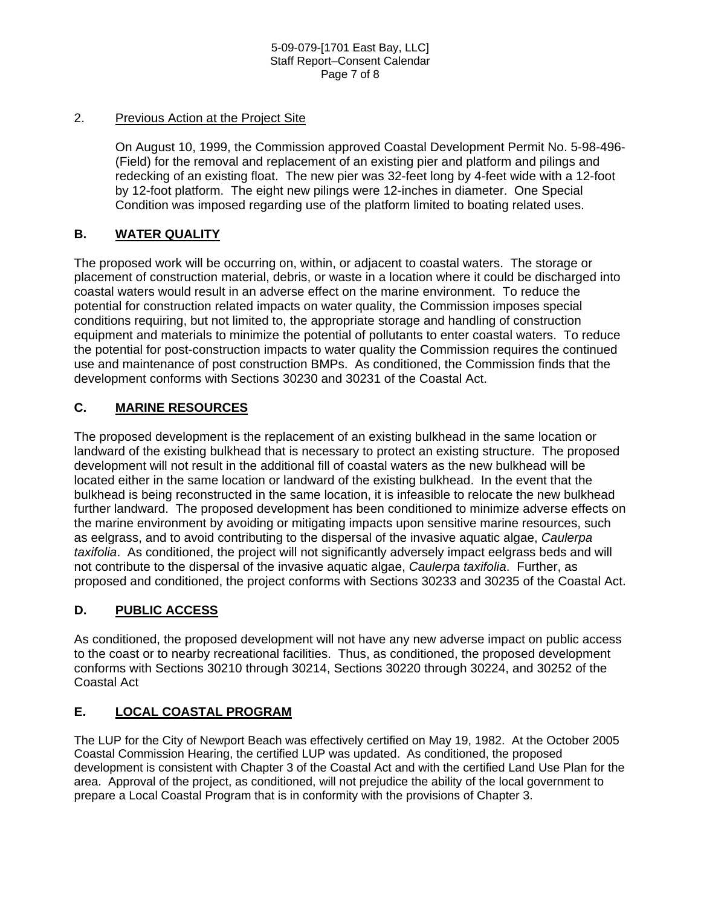2. Previous Action at the Project Site

On August 10, 1999, the Commission approved Coastal Development Permit No. 5-98-496-(Field) for the removal and replacement of an existing pier and platform and pilings and redecking of an existing float. The new pier was 32-feet long by 4-feet wide with a 12-foot by 12-foot platform. The eight new pilings were 12-inches in diameter. One Special Condition was imposed regarding use of the platform limited to boating related uses.

## B. WATER QUALITY

The proposed work will be occurring on, within, or adjacent to coastal waters. The storage or placement of construction material, debris, or waste in a location where it could be discharged into coastal waters would result in an adverse effect on the marine environment. To reduce the potential for construction related impacts on water quality, the Commission imposes special conditions requiring, but not limited to, the appropriate storage and handling of construction equipment and materials to minimize the potential of pollutants to enter coastal waters. To reduce the potential for post-construction impacts to water quality the Commission requires the continued use and maintenance of post construction BMPs. As conditioned, the Commission finds that the development conforms with Sections 30230 and 30231 of the Coastal Act.

## C. MARINE RESOURCES

The proposed development is the replacement of an existing bulkhead in the same location or landward of the existing bulkhead that is necessary to protect an existing structure. The proposed development will not result in the additional fill of coastal waters as the new bulkhead will be located either in the same location or landward of the existing bulkhead. In the event that the bulkhead is being reconstructed in the same location, it is infeasible to relocate the new bulkhead further landward. The proposed development has been conditioned to minimize adverse effects on the marine environment by avoiding or mitigating impacts upon sensitive marine resources, such as eelgrass, and to avoid contributing to the dispersal of the invasive aquatic algae, *Caulerpa taxifolia*. As conditioned, the project will not significantly adversely impact eelgrass beds and will not contribute to the dispersal of the invasive aquatic algae, *Caulerpa taxifolia*. Further, as proposed and conditioned, the project conforms with Sections 30233 and 30235 of the Coastal Act.

## D. PUBLIC ACCESS

As conditioned, the proposed development will not have any new adverse impact on public access to the coast or to nearby recreational facilities. Thus, as conditioned, the proposed development conforms with Sections 30210 through 30214, Sections 30220 through 30224, and 30252 of the Coastal Act

## E. LOCAL COASTAL PROGRAM

The LUP for the City of Newport Beach was effectively certified on May 19, 1982. At the October 2005 Coastal Commission Hearing, the certified LUP was updated. As conditioned, the proposed development is consistent with Chapter 3 of the Coastal Act and with the certified Land Use Plan for the area. Approval of the project, as conditioned, will not prejudice the ability of the local government to prepare a Local Coastal Program that is in conformity with the provisions of Chapter 3.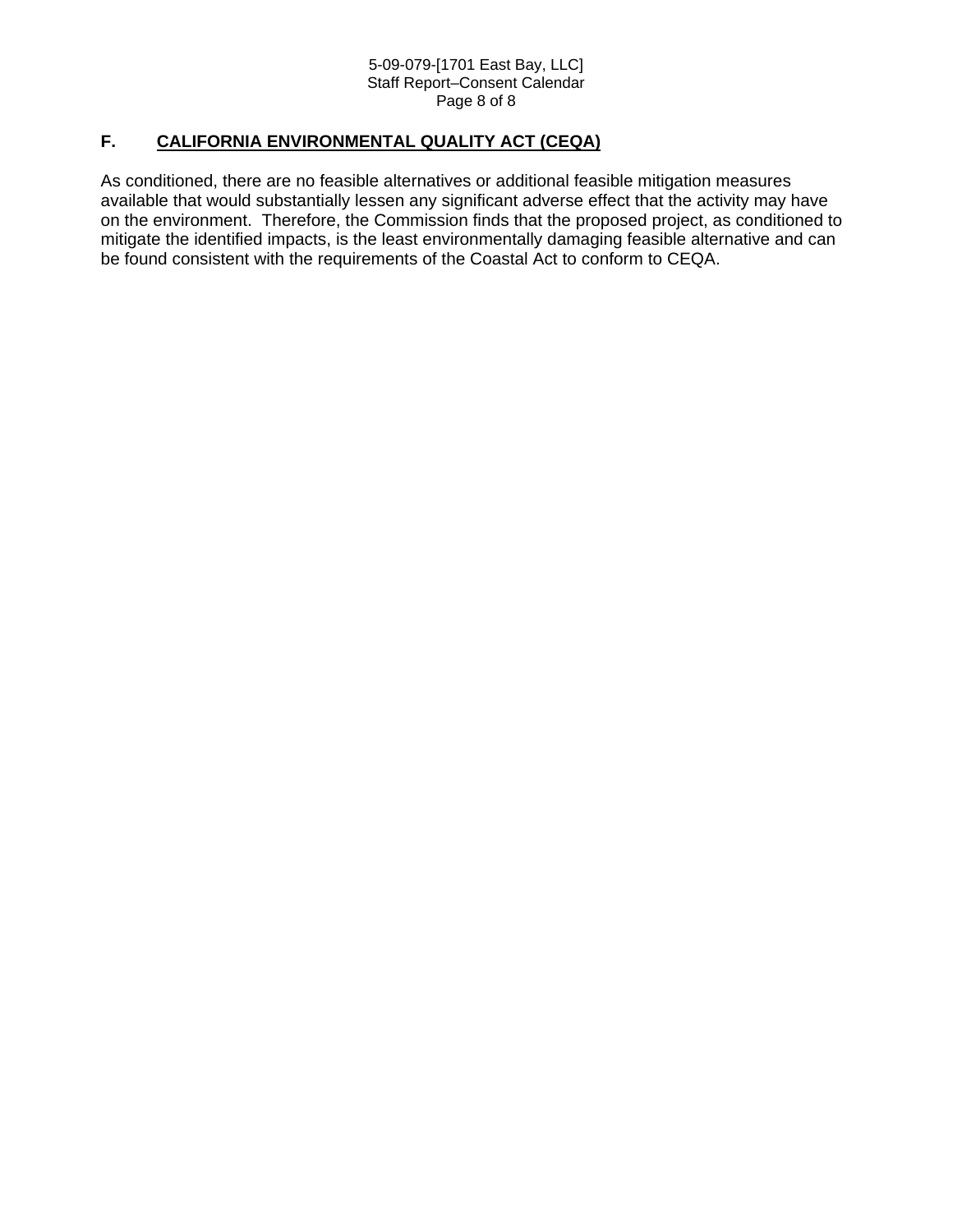## F. CALIFORNIA ENVIRONMENTAL QUALITY ACT (CEQA)

As conditioned, there are no feasible alternatives or additional feasible mitigation measures available that would substantially lessen any significant adverse effect that the activity may have on the environment. Therefore, the Commission finds that the proposed project, as conditioned to mitigate the identified impacts, is the least environmentally damaging feasible alternative and can be found consistent with the requirements of the Coastal Act to conform to CEQA.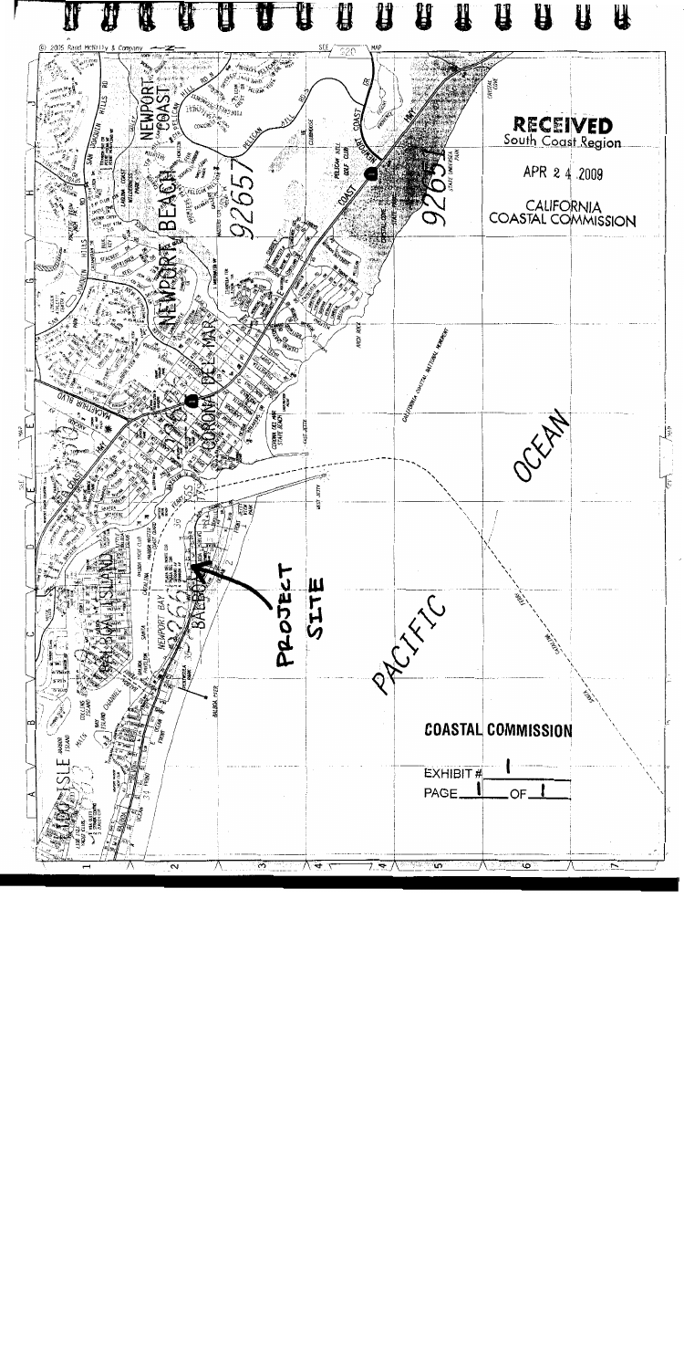© 2005 Rand McNally & Company

RECEIVED
South Coast Region

APR 24 2009

CALIFORNIA
COASTAL COMMISSION

PROJECT SITE

PACIFIC

OCEAN

NEWPORT BEACH

CORONA DEL MAR

BALBOA

**COASTAL COMMISSION**

EXHIBIT # 1

PAGE 1 OF 1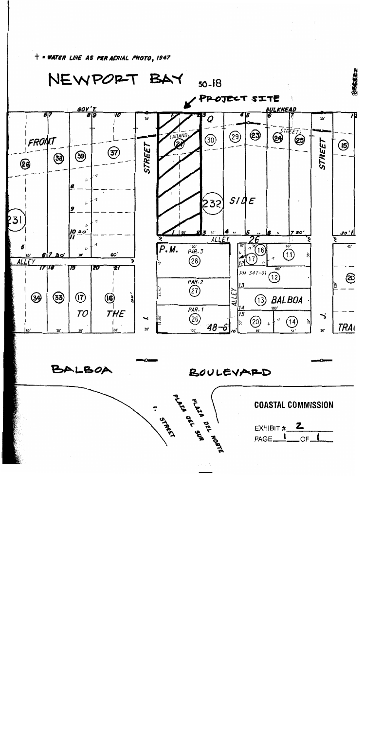+ = WATER LINE AS PER AERIAL PHOTO, 1947

NEWPORT BAY 50-18

PROJECT SITE

BULKHEAD

FRONT

STREET

SIDE

ALLEY

TO THE

P.M. PAR. 3

PAR. 2

PAR. 1

PM 347-01

BALBOA

48-6

BALBOA BOULEVARD

STREET

PLAZA DEL SUR

PLAZA DEL NORTE

COASTAL COMMISSION

EXHIBIT # 2

PAGE 1 OF 1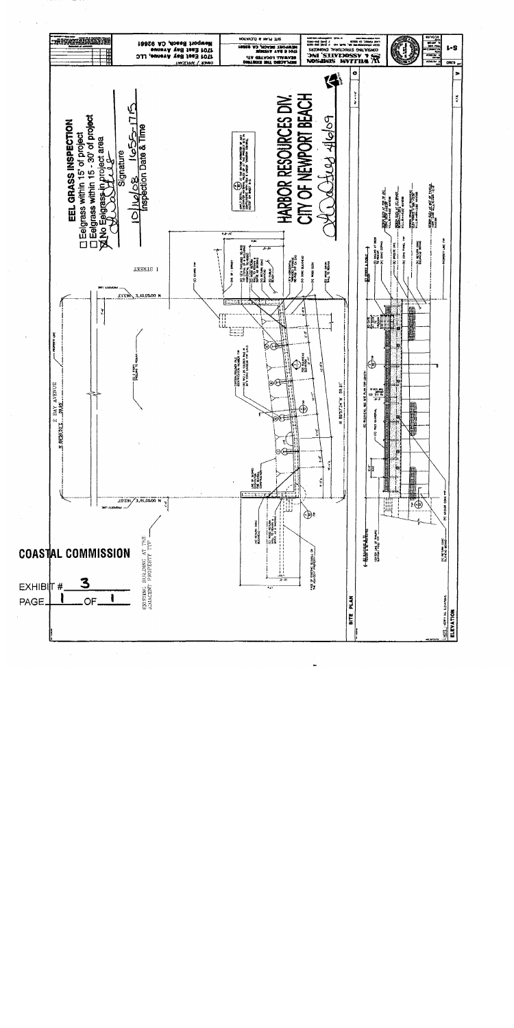EEL GRASS INSPECTION

☐ Eelgrass within 15' of project

☐ Eelgrass within 15 - 30' of project

☒ No Eelgrass in project area

Signature

10/16/08 1655-1715

Inspection Date & Time

HARBOR RESOURCES DIV.

CITY OF NEWPORT BEACH

4/6/09

E BAY AVENUE

I STREET

SITE PLAN

ELEVATION

EXISTING BUILDING AT THE ADJACENT PROPERTY TYP

COASTAL COMMISSION

EXHIBIT # 3

PAGE 1 OF 1

OWNER / APPLICANT
1705 East Bay Avenue, LLC
1705 East Bay Avenue
Newport Beach, CA 92661

SITE PLAN & ELEVATION
REPLACING THE EXISTING SEAWALL LOCATED AT:
1705 E BAY AVENUE
NEWPORT BEACH, CA 92661

WILLIAM SIMPSON & ASSOCIATES, INC.
CONSULTING STRUCTURAL ENGINEERS

S-1